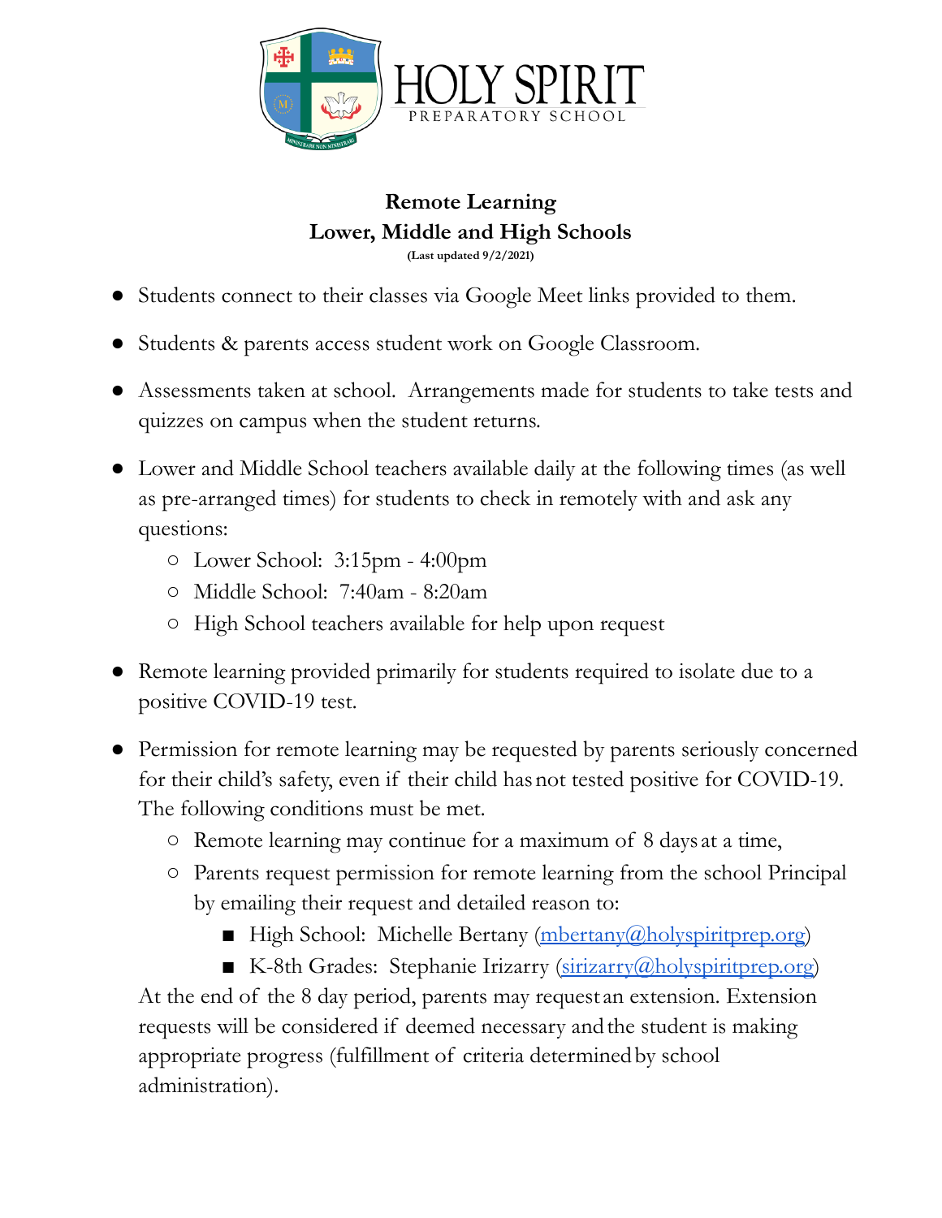# HOLY SPIRIT

PREPARATORY SCHOOL

## Remote Learning
## Lower, Middle and High Schools

**(Last updated 9/2/2021)**

- Students connect to their classes via Google Meet links provided to them.
- Students & parents access student work on Google Classroom.
- Assessments taken at school. Arrangements made for students to take tests and quizzes on campus when the student returns.
- Lower and Middle School teachers available daily at the following times (as well as pre-arranged times) for students to check in remotely with and ask any questions:
  - Lower School: 3:15pm - 4:00pm
  - Middle School: 7:40am - 8:20am
  - High School teachers available for help upon request
- Remote learning provided primarily for students required to isolate due to a positive COVID-19 test.
- Permission for remote learning may be requested by parents seriously concerned for their child's safety, even if their child has not tested positive for COVID-19. The following conditions must be met.
  - Remote learning may continue for a maximum of 8 days at a time,
  - Parents request permission for remote learning from the school Principal by emailing their request and detailed reason to:
    - High School: Michelle Bertany (mbertany@holyspiritprep.org)
    - K-8th Grades: Stephanie Irizarry (sirizarry@holyspiritprep.org)

  At the end of the 8 day period, parents may request an extension. Extension requests will be considered if deemed necessary and the student is making appropriate progress (fulfillment of criteria determined by school administration).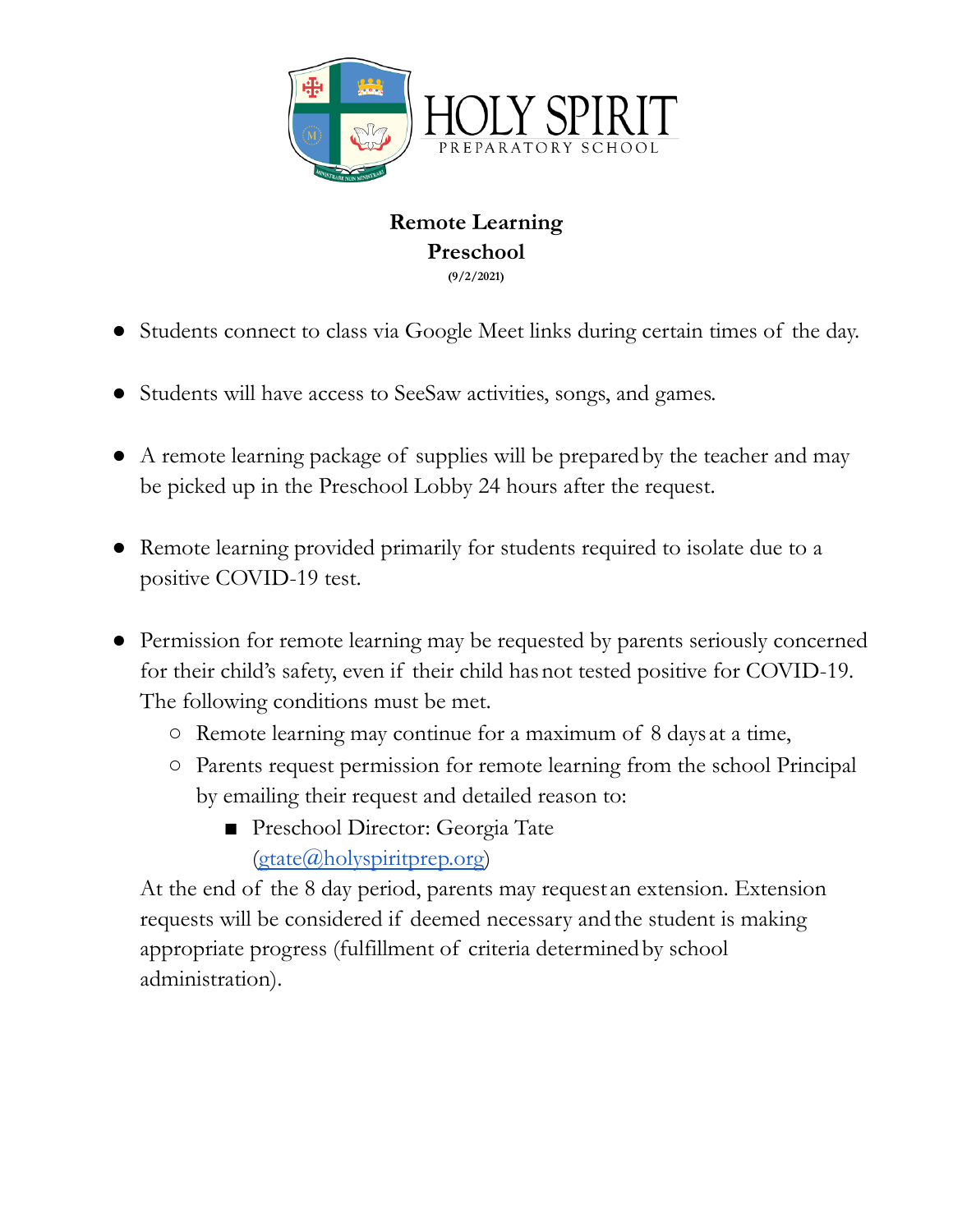HOLY SPIRIT
PREPARATORY SCHOOL

**Remote Learning**
**Preschool**
**(9/2/2021)**

- Students connect to class via Google Meet links during certain times of the day.
- Students will have access to SeeSaw activities, songs, and games.
- A remote learning package of supplies will be prepared by the teacher and may be picked up in the Preschool Lobby 24 hours after the request.
- Remote learning provided primarily for students required to isolate due to a positive COVID-19 test.
- Permission for remote learning may be requested by parents seriously concerned for their child's safety, even if their child has not tested positive for COVID-19. The following conditions must be met.
  - Remote learning may continue for a maximum of 8 days at a time,
  - Parents request permission for remote learning from the school Principal by emailing their request and detailed reason to:
    - Preschool Director: Georgia Tate (gtate@holyspiritprep.org)

  At the end of the 8 day period, parents may request an extension. Extension requests will be considered if deemed necessary and the student is making appropriate progress (fulfillment of criteria determined by school administration).